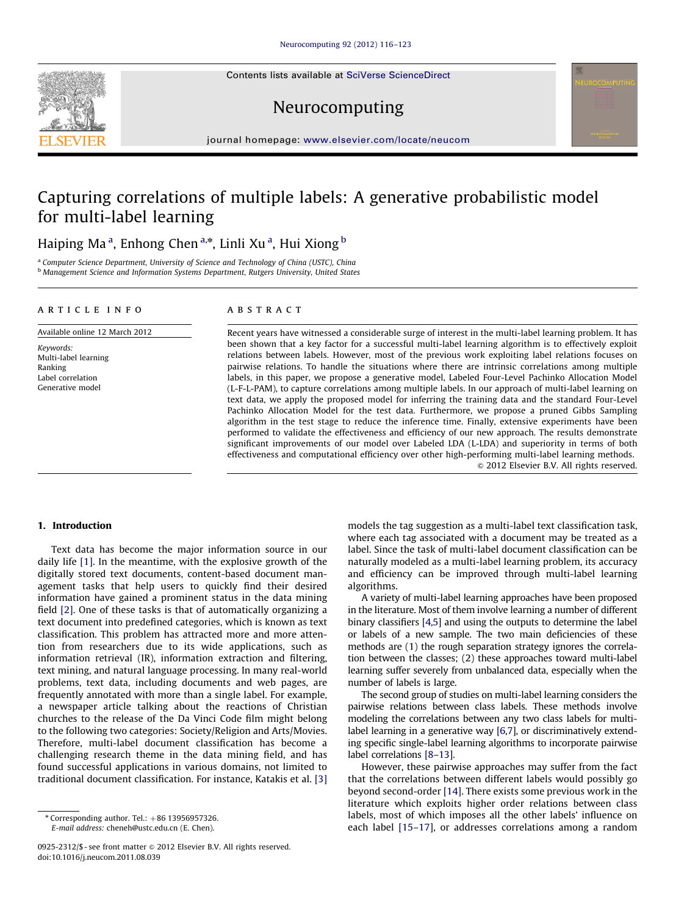# Capturing correlations of multiple labels: A generative probabilistic model for multi-label learning

Haiping Ma [a], Enhong Chen [a,*], Linli Xu [a], Hui Xiong [b]

[a] Computer Science Department, University of Science and Technology of China (USTC), China
[b] Management Science and Information Systems Department, Rutgers University, United States

## ARTICLE INFO

Available online 12 March 2012

*Keywords:*
Multi-label learning
Ranking
Label correlation
Generative model

## ABSTRACT

Recent years have witnessed a considerable surge of interest in the multi-label learning problem. It has been shown that a key factor for a successful multi-label learning algorithm is to effectively exploit relations between labels. However, most of the previous work exploiting label relations focuses on pairwise relations. To handle the situations where there are intrinsic correlations among multiple labels, in this paper, we propose a generative model, Labeled Four-Level Pachinko Allocation Model (L-F-L-PAM), to capture correlations among multiple labels. In our approach of multi-label learning on text data, we apply the proposed model for inferring the training data and the standard Four-Level Pachinko Allocation Model for the test data. Furthermore, we propose a pruned Gibbs Sampling algorithm in the test stage to reduce the inference time. Finally, extensive experiments have been performed to validate the effectiveness and efficiency of our new approach. The results demonstrate significant improvements of our model over Labeled LDA (L-LDA) and superiority in terms of both effectiveness and computational efficiency over other high-performing multi-label learning methods.

© 2012 Elsevier B.V. All rights reserved.

## 1. Introduction

Text data has become the major information source in our daily life [1]. In the meantime, with the explosive growth of the digitally stored text documents, content-based document management tasks that help users to quickly find their desired information have gained a prominent status in the data mining field [2]. One of these tasks is that of automatically organizing a text document into predefined categories, which is known as text classification. This problem has attracted more and more attention from researchers due to its wide applications, such as information retrieval (IR), information extraction and filtering, text mining, and natural language processing. In many real-world problems, text data, including documents and web pages, are frequently annotated with more than a single label. For example, a newspaper article talking about the reactions of Christian churches to the release of the Da Vinci Code film might belong to the following two categories: Society/Religion and Arts/Movies. Therefore, multi-label document classification has become a challenging research theme in the data mining field, and has found successful applications in various domains, not limited to traditional document classification. For instance, Katakis et al. [3] models the tag suggestion as a multi-label text classification task, where each tag associated with a document may be treated as a label. Since the task of multi-label document classification can be naturally modeled as a multi-label learning problem, its accuracy and efficiency can be improved through multi-label learning algorithms.

A variety of multi-label learning approaches have been proposed in the literature. Most of them involve learning a number of different binary classifiers [4,5] and using the outputs to determine the label or labels of a new sample. The two main deficiencies of these methods are (1) the rough separation strategy ignores the correlation between the classes; (2) these approaches toward multi-label learning suffer severely from unbalanced data, especially when the number of labels is large.

The second group of studies on multi-label learning considers the pairwise relations between class labels. These methods involve modeling the correlations between any two class labels for multi-label learning in a generative way [6,7], or discriminatively extending specific single-label learning algorithms to incorporate pairwise label correlations [8–13].

However, these pairwise approaches may suffer from the fact that the correlations between different labels would possibly go beyond second-order [14]. There exists some previous work in the literature which exploits higher order relations between class labels, most of which imposes all the other labels' influence on each label [15–17], or addresses correlations among a random

* Corresponding author. Tel.: +86 13956957326.
*E-mail address:* cheneh@ustc.edu.cn (E. Chen).

0925-2312/$ - see front matter © 2012 Elsevier B.V. All rights reserved.
doi:10.1016/j.neucom.2011.08.039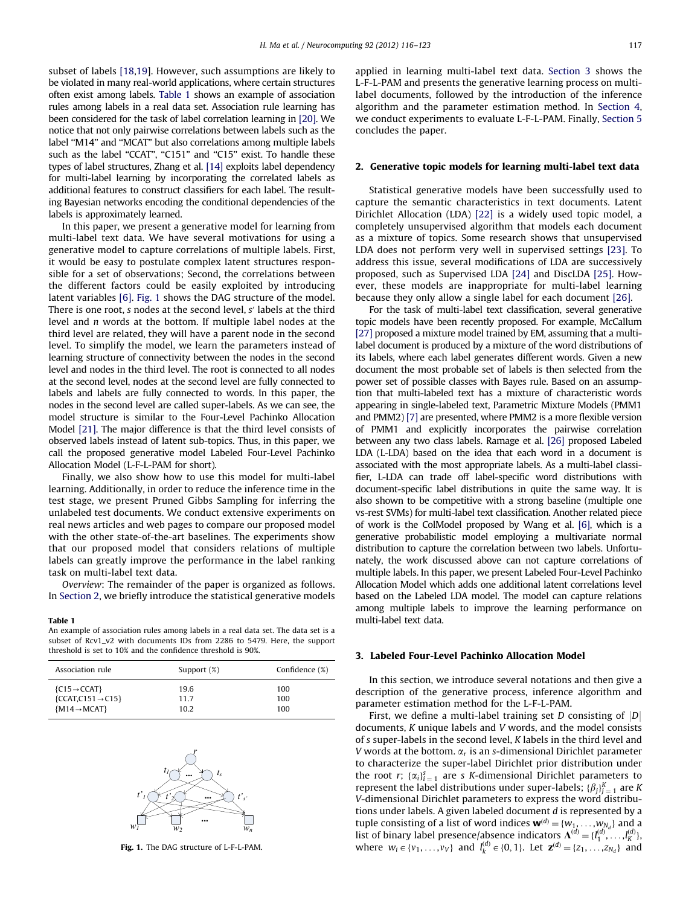subset of labels [18,19]. However, such assumptions are likely to be violated in many real-world applications, where certain structures often exist among labels. Table 1 shows an example of association rules among labels in a real data set. Association rule learning has been considered for the task of label correlation learning in [20]. We notice that not only pairwise correlations between labels such as the label "M14" and "MCAT" but also correlations among multiple labels such as the label "CCAT", "C151" and "C15" exist. To handle these types of label structures, Zhang et al. [14] exploits label dependency for multi-label learning by incorporating the correlated labels as additional features to construct classifiers for each label. The resulting Bayesian networks encoding the conditional dependencies of the labels is approximately learned.

In this paper, we present a generative model for learning from multi-label text data. We have several motivations for using a generative model to capture correlations of multiple labels. First, it would be easy to postulate complex latent structures responsible for a set of observations; Second, the correlations between the different factors could be easily exploited by introducing latent variables [6]. Fig. 1 shows the DAG structure of the model. There is one root, $s$ nodes at the second level, $s'$ labels at the third level and $n$ words at the bottom. If multiple label nodes at the third level are related, they will have a parent node in the second level. To simplify the model, we learn the parameters instead of learning structure of connectivity between the nodes in the second level and nodes in the third level. The root is connected to all nodes at the second level, nodes at the second level are fully connected to labels and labels are fully connected to words. In this paper, the nodes in the second level are called super-labels. As we can see, the model structure is similar to the Four-Level Pachinko Allocation Model [21]. The major difference is that the third level consists of observed labels instead of latent sub-topics. Thus, in this paper, we call the proposed generative model Labeled Four-Level Pachinko Allocation Model (L-F-L-PAM for short).

Finally, we also show how to use this model for multi-label learning. Additionally, in order to reduce the inference time in the test stage, we present Pruned Gibbs Sampling for inferring the unlabeled test documents. We conduct extensive experiments on real news articles and web pages to compare our proposed model with the other state-of-the-art baselines. The experiments show that our proposed model that considers relations of multiple labels can greatly improve the performance in the label ranking task on multi-label text data.

*Overview*: The remainder of the paper is organized as follows. In Section 2, we briefly introduce the statistical generative models applied in learning multi-label text data. Section 3 shows the L-F-L-PAM and presents the generative learning process on multi-label documents, followed by the introduction of the inference algorithm and the parameter estimation method. In Section 4, we conduct experiments to evaluate L-F-L-PAM. Finally, Section 5 concludes the paper.

**Table 1**
An example of association rules among labels in a real data set. The data set is a subset of Rcv1_v2 with documents IDs from 2286 to 5479. Here, the support threshold is set to 10% and the confidence threshold is 90%.

| Association rule | Support (%) | Confidence (%) |
|---|---|---|
| {C15 → CCAT} | 19.6 | 100 |
| {CCAT,C151 → C15} | 11.7 | 100 |
| {M14 → MCAT} | 10.2 | 100 |

**Fig. 1.** The DAG structure of L-F-L-PAM.

## 2. Generative topic models for learning multi-label text data

Statistical generative models have been successfully used to capture the semantic characteristics in text documents. Latent Dirichlet Allocation (LDA) [22] is a widely used topic model, a completely unsupervised algorithm that models each document as a mixture of topics. Some research shows that unsupervised LDA does not perform very well in supervised settings [23]. To address this issue, several modifications of LDA are successively proposed, such as Supervised LDA [24] and DiscLDA [25]. However, these models are inappropriate for multi-label learning because they only allow a single label for each document [26].

For the task of multi-label text classification, several generative topic models have been recently proposed. For example, McCallum [27] proposed a mixture model trained by EM, assuming that a multi-label document is produced by a mixture of the word distributions of its labels, where each label generates different words. Given a new document the most probable set of labels is then selected from the power set of possible classes with Bayes rule. Based on an assumption that multi-labeled text has a mixture of characteristic words appearing in single-labeled text, Parametric Mixture Models (PMM1 and PMM2) [7] are presented, where PMM2 is a more flexible version of PMM1 and explicitly incorporates the pairwise correlation between any two class labels. Ramage et al. [26] proposed Labeled LDA (L-LDA) based on the idea that each word in a document is associated with the most appropriate labels. As a multi-label classifier, L-LDA can trade off label-specific word distributions with document-specific label distributions in quite the same way. It is also shown to be competitive with a strong baseline (multiple one vs-rest SVMs) for multi-label text classification. Another related piece of work is the ColModel proposed by Wang et al. [6], which is a generative probabilistic model employing a multivariate normal distribution to capture the correlation between two labels. Unfortunately, the work discussed above can not capture correlations of multiple labels. In this paper, we present Labeled Four-Level Pachinko Allocation Model which adds one additional latent correlations level based on the Labeled LDA model. The model can capture relations among multiple labels to improve the learning performance on multi-label text data.

## 3. Labeled Four-Level Pachinko Allocation Model

In this section, we introduce several notations and then give a description of the generative process, inference algorithm and parameter estimation method for the L-F-L-PAM.

First, we define a multi-label training set $D$ consisting of $|D|$ documents, $K$ unique labels and $V$ words, and the model consists of $s$ super-labels in the second level, $K$ labels in the third level and $V$ words at the bottom. $\alpha_r$ is an $s$-dimensional Dirichlet parameter to characterize the super-label Dirichlet prior distribution under the root $r$; $\{\alpha_i\}_{i=1}^{s}$ are $s$ $K$-dimensional Dirichlet parameters to represent the label distributions under super-labels; $\{\beta_j\}_{j=1}^{K}$ are $K$ $V$-dimensional Dirichlet parameters to represent the word distributions under labels. A given labeled document $d$ is represented by a tuple consisting of a list of word indices $\mathbf{w}^{(d)} = \{w_1, \ldots, w_{N_d}\}$ and a list of binary label presence/absence indicators $\mathbf{\Lambda}^{(d)} = \{l_1^{(d)}, \ldots, l_K^{(d)}\}$, where $w_i \in \{v_1, \ldots, v_V\}$ and $l_k^{(d)} \in \{0, 1\}$. Let $\mathbf{z}^{(d)} = \{z_1, \ldots, z_{N_d}\}$ and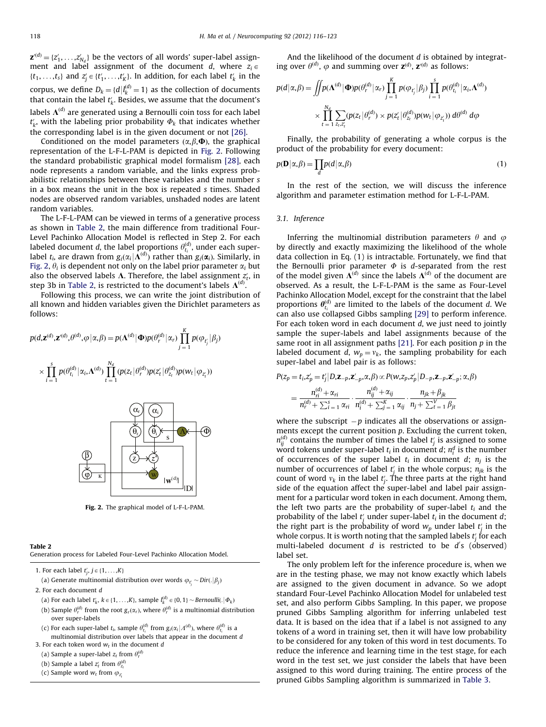$\mathbf{z}'^{(d)} = \{z'_1, \ldots, z'_{N_d}\}$ be the vectors of all words' super-label assignment and label assignment of the document $d$, where $z_i \in \{t_1, \ldots, t_s\}$ and $z'_j \in \{t'_1, \ldots, t'_K\}$. In addition, for each label $t'_k$ in the corpus, we define $D_k = \{d | l_k^{(d)} = 1\}$ as the collection of documents that contain the label $t'_k$. Besides, we assume that the document's labels $\Lambda^{(d)}$ are generated using a Bernoulli coin toss for each label $t'_k$, with the labeling prior probability $\Phi_k$ that indicates whether the corresponding label is in the given document or not [26].

Conditioned on the model parameters $(\alpha, \beta, \Phi)$, the graphical representation of the L-F-L-PAM is depicted in Fig. 2. Following the standard probabilistic graphical model formalism [28], each node represents a random variable, and the links express probabilistic relationships between these variables and the number $s$ in a box means the unit in the box is repeated $s$ times. Shaded nodes are observed random variables, unshaded nodes are latent random variables.

The L-F-L-PAM can be viewed in terms of a generative process as shown in Table 2, the main difference from traditional Four-Level Pachinko Allocation Model is reflected in Step 2. For each labeled document $d$, the label proportions $\theta_{t_i}^{(d)}$, under each super-label $t_i$, are drawn from $g_i(\alpha_i | \Lambda^{(d)})$ rather than $g_i(\boldsymbol{\alpha}_i)$. Similarly, in Fig. 2, $\theta_i$ is dependent not only on the label prior parameter $\alpha_i$ but also the observed labels $\Lambda$. Therefore, the label assignment $z'_t$, in step 3b in Table 2, is restricted to the document's labels $\Lambda^{(d)}$.

Following this process, we can write the joint distribution of all known and hidden variables given the Dirichlet parameters as follows:

$$p(d, \mathbf{z}^{(d)}, \mathbf{z}'^{(d)}, \theta^{(d)}, \varphi | \alpha, \beta) = p(\Lambda^{(d)} | \Phi) p(\theta_r^{(d)} | \alpha_r) \prod_{j=1}^{K} p(\varphi_{t'_j} | \beta_j)$$

$$\times \prod_{i=1}^{s} p(\theta_{t_i}^{(d)} | \alpha_i, \Lambda^{(d)}) \prod_{t=1}^{N_d} (p(z_t | \theta_r^{(d)}) p(z'_t | \theta_{z_t}^{(d)}) p(w_t | \varphi_{z'_t}))$$

Fig. 2. The graphical model of L-F-L-PAM.

**Table 2**
Generation process for Labeled Four-Level Pachinko Allocation Model.

1. For each label $t'_j$, $j \in \{1, \ldots, K\}$
   (a) Generate multinomial distribution over words $\varphi_{t'_j} \sim Dir(.|\beta_j)$
2. For each document $d$
   (a) For each label $t'_k$, $k \in \{1, \ldots, K\}$, sample $l_k^{(d)} \in \{0, 1\} \sim Bernoulli(.|\Phi_k)$
   (b) Sample $\theta_r^{(d)}$ from the root $g_r(\alpha_r)$, where $\theta_r^{(d)}$ is a multinomial distribution over super-labels
   (c) For each super-label $t_i$, sample $\theta_{t_i}^{(d)}$ from $g_i(\alpha_i | \Lambda^{(d)})$, where $\theta_{t_i}^{(d)}$ is a multinomial distribution over labels that appear in the document $d$
3. For each token word $w_t$ in the document $d$
   (a) Sample a super-label $z_t$ from $\theta_r^{(d)}$
   (b) Sample a label $z'_t$ from $\theta_{z_t}^{(d)}$
   (c) Sample word $w_t$ from $\varphi_{z'_t}$

And the likelihood of the document $d$ is obtained by integrating over $\theta^{(d)}$, $\varphi$ and summing over $\mathbf{z}^{(d)}$, $\mathbf{z}'^{(d)}$ as follows:

$$p(d | \alpha, \beta) = \iint p(\Lambda^{(d)} | \Phi) p(\theta_r^{(d)} | \alpha_r) \prod_{j=1}^{K} p(\varphi_{t'_j} | \beta_j) \prod_{i=1}^{s} p(\theta_{t_i}^{(d)} | \alpha_i, \Lambda^{(d)})$$

$$\times \prod_{t=1}^{N_d} \sum_{z_t, z'_t} (p(z_t | \theta_r^{(d)}) \times p(z'_t | \theta_{z_t}^{(d)}) p(w_t | \varphi_{z'_t})) \, d\theta^{(d)} \, d\varphi$$

Finally, the probability of generating a whole corpus is the product of the probability for every document:

$$p(\mathbf{D} | \alpha, \beta) = \prod_d p(d | \alpha, \beta) \tag{1}$$

In the rest of the section, we will discuss the inference algorithm and parameter estimation method for L-F-L-PAM.

### 3.1. Inference

Inferring the multinomial distribution parameters $\theta$ and $\varphi$ by directly and exactly maximizing the likelihood of the whole data collection in Eq. (1) is intractable. Fortunately, we find that the Bernoulli prior parameter $\Phi$ is $d$-separated from the rest of the model given $\Lambda^{(d)}$ since the labels $\Lambda^{(d)}$ of the document are observed. As a result, the L-F-L-PAM is the same as Four-Level Pachinko Allocation Model, except for the constraint that the label proportions $\boldsymbol{\theta}_{t_i}^{(d)}$ are limited to the labels of the document $d$. We can also use collapsed Gibbs sampling [29] to perform inference. For each token word in each document $d$, we just need to jointly sample the super-labels and label assignments because of the same root in all assignment paths [21]. For each position $p$ in the labeled document $d$, $w_p = v_k$, the sampling probability for each super-label and label pair is as follows:

$$P(z_p = t_i, z'_p = t'_j | D, \mathbf{z}_{-p}, \mathbf{z}'_{-p}, \alpha, \beta) \propto P(w, z_p, z'_p | D_{-p}, \mathbf{z}_{-p}, \mathbf{z}'_{-p}; \alpha, \beta)$$

$$= \frac{n_{ri}^{(d)} + \alpha_{ri}}{n_r^{(d)} + \sum_{i=1}^{s} \alpha_{ri}} \cdot \frac{n_{ij}^{(d)} + \alpha_{ij}}{n_i^{(d)} + \sum_{j=1}^{K} \alpha_{ij}} \cdot \frac{n_{jk} + \beta_{jk}}{n_j + \sum_{t=1}^{V} \beta_{jt}}$$

where the subscript $-p$ indicates all the observations or assignments except the current position $p$. Excluding the current token, $n_{ij}^{(d)}$ contains the number of times the label $t'_j$ is assigned to some word tokens under super-label $t_i$ in document $d$; $n_i^d$ is the number of occurrences of the super label $t_i$ in document $d$; $n_j$ is the number of occurrences of label $t'_j$ in the whole corpus; $n_{jk}$ is the count of word $v_k$ in the label $t'_j$. The three parts at the right hand side of the equation affect the super-label and label pair assignment for a particular word token in each document. Among them, the left two parts are the probability of super-label $t_i$ and the probability of the label $t'_j$ under super-label $t_i$ in the document $d$; the right part is the probability of word $w_p$ under label $t'_j$ in the whole corpus. It is worth noting that the sampled labels $t'_j$ for each multi-labeled document $d$ is restricted to be $d'$s (observed) label set.

The only problem left for the inference procedure is, when we are in the testing phase, we may not know exactly which labels are assigned to the given document in advance. So we adopt standard Four-Level Pachinko Allocation Model for unlabeled test set, and also perform Gibbs Sampling. In this paper, we propose pruned Gibbs Sampling algorithm for inferring unlabeled test data. It is based on the idea that if a label is not assigned to any tokens of a word in training set, then it will have low probability to be considered for any token of this word in test documents. To reduce the inference and learning time in the test stage, for each word in the test set, we just consider the labels that have been assigned to this word during training. The entire process of the pruned Gibbs Sampling algorithm is summarized in Table 3.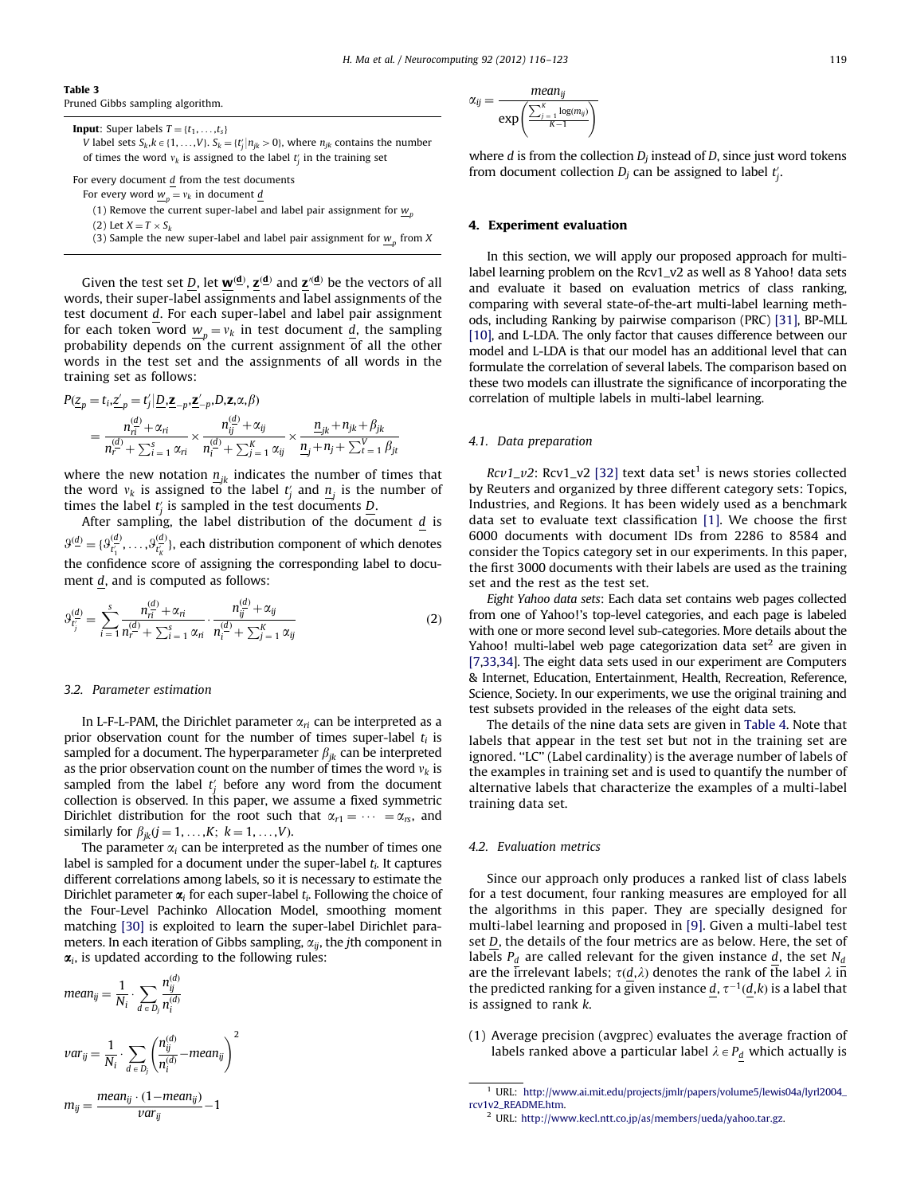**Table 3**
Pruned Gibbs sampling algorithm.

**Input**: Super labels $T = \{t_1, \ldots, t_s\}$
$V$ label sets $S_k, k \in \{1, \ldots, V\}$. $S_k = \{t'_j | n_{jk} > 0\}$, where $n_{jk}$ contains the number of times the word $v_k$ is assigned to the label $t'_j$ in the training set

For every document $\underline{d}$ from the test documents
For every word $\underline{w}_p = v_k$ in document $\underline{d}$
(1) Remove the current super-label and label pair assignment for $\underline{w}_p$
(2) Let $X = T \times S_k$
(3) Sample the new super-label and label pair assignment for $\underline{w}_p$ from $X$

Given the test set $\underline{D}$, let $\underline{\mathbf{w}}^{(\mathbf{d})}$, $\underline{\mathbf{z}}^{(\mathbf{d})}$ and $\underline{\mathbf{z}}'^{(\mathbf{d})}$ be the vectors of all words, their super-label assignments and label assignments of the test document $\underline{d}$. For each super-label and label pair assignment for each token word $\underline{w}_p = v_k$ in test document $\underline{d}$, the sampling probability depends on the current assignment of all the other words in the test set and the assignments of all words in the training set as follows:

$$P(\underline{z}_p = t_i, \underline{z}'_p = t'_j | \underline{D}, \underline{\mathbf{z}}_{-p}, \underline{\mathbf{z}}'_{-p}, D, \mathbf{z}, \alpha, \beta) = \frac{n_{ri}^{(d)} + \alpha_{ri}}{n_r^{(d)} + \sum_{i=1}^{s} \alpha_{ri}} \times \frac{n_{ij}^{(d)} + \alpha_{ij}}{n_i^{(d)} + \sum_{j=1}^{K} \alpha_{ij}} \times \frac{\underline{n}_{jk} + n_{jk} + \beta_{jk}}{\underline{n}_j + n_j + \sum_{t=1}^{V} \beta_{jt}}$$

where the new notation $\underline{n}_{jk}$ indicates the number of times that the word $v_k$ is assigned to the label $t'_j$ and $\underline{n}_j$ is the number of times the label $t'_j$ is sampled in the test documents $\underline{D}$.

After sampling, the label distribution of the document $\underline{d}$ is $\vartheta^{(\underline{d})} = \{\vartheta_{t'_1}^{(\underline{d})}, \ldots, \vartheta_{t'_K}^{(\underline{d})}\}$, each distribution component of which denotes the confidence score of assigning the corresponding label to document $\underline{d}$, and is computed as follows:

$$\vartheta_{t'_j}^{(\underline{d})} = \sum_{i=1}^{s} \frac{n_{ri}^{(\underline{d})} + \alpha_{ri}}{n_r^{(\underline{d})} + \sum_{i=1}^{s} \alpha_{ri}} \cdot \frac{n_{ij}^{(\underline{d})} + \alpha_{ij}}{n_i^{(\underline{d})} + \sum_{j=1}^{K} \alpha_{ij}} \tag{2}$$

### 3.2. Parameter estimation

In L-F-L-PAM, the Dirichlet parameter $\alpha_{ri}$ can be interpreted as a prior observation count for the number of times super-label $t_i$ is sampled for a document. The hyperparameter $\beta_{jk}$ can be interpreted as the prior observation count on the number of times the word $v_k$ is sampled from the label $t'_j$ before any word from the document collection is observed. In this paper, we assume a fixed symmetric Dirichlet distribution for the root such that $\alpha_{r1} = \cdots = \alpha_{rs}$, and similarly for $\beta_{jk} (j = 1, \ldots, K;\ k = 1, \ldots, V)$.

The parameter $\alpha_i$ can be interpreted as the number of times one label is sampled for a document under the super-label $t_i$. It captures different correlations among labels, so it is necessary to estimate the Dirichlet parameter $\boldsymbol{\alpha}_i$ for each super-label $t_i$. Following the choice of the Four-Level Pachinko Allocation Model, smoothing moment matching [30] is exploited to learn the super-label Dirichlet parameters. In each iteration of Gibbs sampling, $\alpha_{ij}$, the $j$th component in $\boldsymbol{\alpha}_i$, is updated according to the following rules:

$$mean_{ij} = \frac{1}{N_i} \cdot \sum_{d \in D_j} \frac{n_{ij}^{(d)}}{n_i^{(d)}}$$

$$var_{ij} = \frac{1}{N_i} \cdot \sum_{d \in D_j} \left( \frac{n_{ij}^{(d)}}{n_i^{(d)}} - mean_{ij} \right)^2$$

$$m_{ij} = \frac{mean_{ij} \cdot (1 - mean_{ij})}{var_{ij}} - 1$$

$$\alpha_{ij} = \frac{mean_{ij}}{\exp\left( \frac{\sum_{j=1}^{K} \log(m_{ij})}{K-1} \right)}$$

where $d$ is from the collection $D_j$ instead of $D$, since just word tokens from document collection $D_j$ can be assigned to label $t'_j$.

## 4. Experiment evaluation

In this section, we will apply our proposed approach for multi-label learning problem on the Rcv1_v2 as well as 8 Yahoo! data sets and evaluate it based on evaluation metrics of class ranking, comparing with several state-of-the-art multi-label learning methods, including Ranking by pairwise comparison (PRC) [31], BP-MLL [10], and L-LDA. The only factor that causes difference between our model and L-LDA is that our model has an additional level that can formulate the correlation of several labels. The comparison based on these two models can illustrate the significance of incorporating the correlation of multiple labels in multi-label learning.

### 4.1. Data preparation

*Rcv1_v2*: Rcv1_v2 [32] text data set[1] is news stories collected by Reuters and organized by three different category sets: Topics, Industries, and Regions. It has been widely used as a benchmark data set to evaluate text classification [1]. We choose the first 6000 documents with document IDs from 2286 to 8584 and consider the Topics category set in our experiments. In this paper, the first 3000 documents with their labels are used as the training set and the rest as the test set.

*Eight Yahoo data sets*: Each data set contains web pages collected from one of Yahoo!'s top-level categories, and each page is labeled with one or more second level sub-categories. More details about the Yahoo! multi-label web page categorization data set[2] are given in [7,33,34]. The eight data sets used in our experiment are Computers & Internet, Education, Entertainment, Health, Recreation, Reference, Science, Society. In our experiments, we use the original training and test subsets provided in the releases of the eight data sets.

The details of the nine data sets are given in Table 4. Note that labels that appear in the test set but not in the training set are ignored. "LC" (Label cardinality) is the average number of labels of the examples in training set and is used to quantify the number of alternative labels that characterize the examples of a multi-label training data set.

### 4.2. Evaluation metrics

Since our approach only produces a ranked list of class labels for a test document, four ranking measures are employed for all the algorithms in this paper. They are specially designed for multi-label learning and proposed in [9]. Given a multi-label test set $\underline{D}$, the details of the four metrics are as below. Here, the set of labels $P_{\underline{d}}$ are called relevant for the given instance $\underline{d}$, the set $N_{\underline{d}}$ are the irrelevant labels; $\tau(\underline{d}, \lambda)$ denotes the rank of the label $\lambda$ in the predicted ranking for a given instance $\underline{d}$, $\tau^{-1}(\underline{d}, k)$ is a label that is assigned to rank $k$.

(1) Average precision (avgprec) evaluates the average fraction of labels ranked above a particular label $\lambda \in P_{\underline{d}}$ which actually is

[1] URL: http://www.ai.mit.edu/projects/jmlr/papers/volume5/lewis04a/lyrl2004_rcv1v2_README.htm.

[2] URL: http://www.kecl.ntt.co.jp/as/members/ueda/yahoo.tar.gz.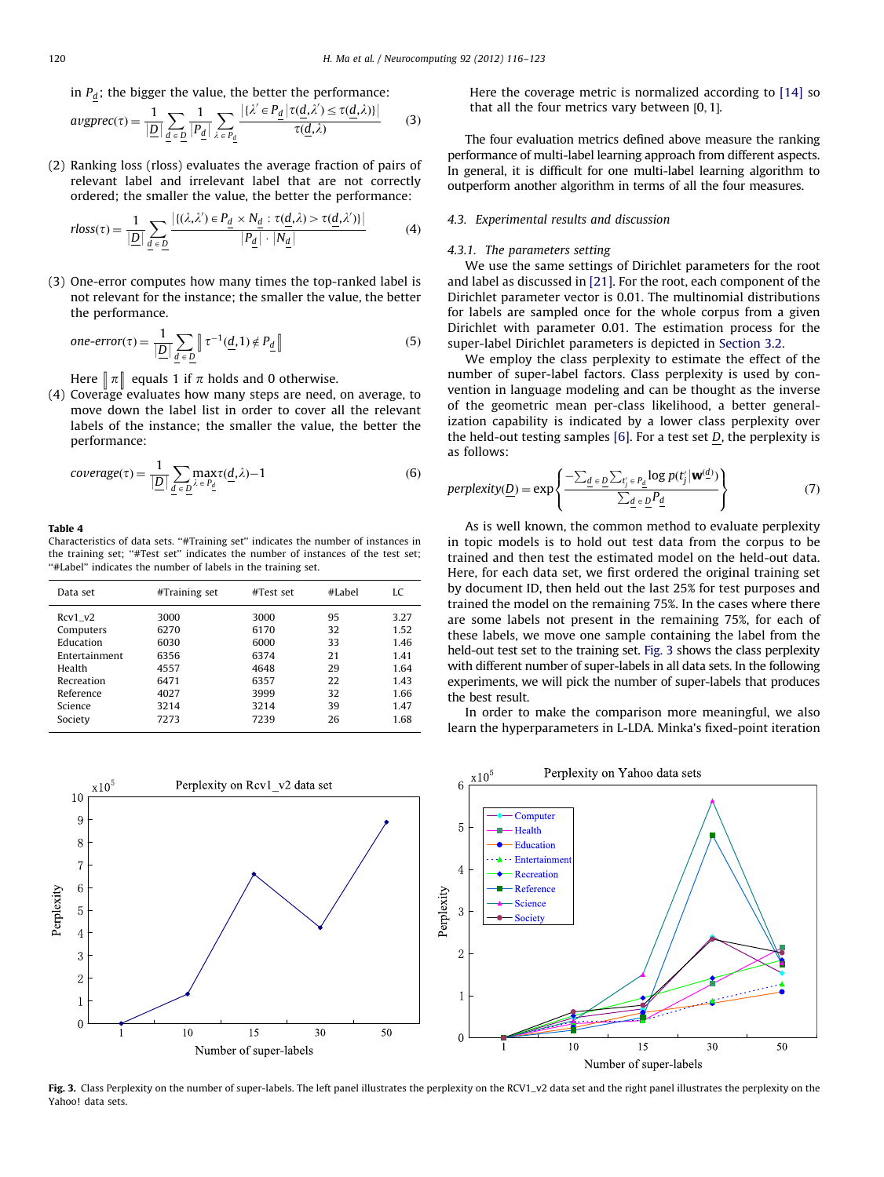in $\underline{P_d}$; the bigger the value, the better the performance:

$$avgprec(\tau) = \frac{1}{|\underline{D}|}\sum_{\underline{d} \in \underline{D}} \frac{1}{|\underline{P_d}|}\sum_{\lambda \in \underline{P_d}} \frac{|\{\lambda' \in \underline{P_d} \,|\, \tau(\underline{d},\lambda') \le \tau(\underline{d},\lambda)\}|}{\tau(\underline{d},\lambda)} \tag{3}$$

(2) Ranking loss (rloss) evaluates the average fraction of pairs of relevant label and irrelevant label that are not correctly ordered; the smaller the value, the better the performance:

$$rloss(\tau) = \frac{1}{|\underline{D}|}\sum_{\underline{d} \in \underline{D}} \frac{|\{(\lambda,\lambda') \in \underline{P_d} \times \underline{N_d} : \tau(\underline{d},\lambda) > \tau(\underline{d},\lambda')\}|}{|\underline{P_d}| \cdot |\underline{N_d}|} \tag{4}$$

(3) One-error computes how many times the top-ranked label is not relevant for the instance; the smaller the value, the better the performance.

$$one\text{-}error(\tau) = \frac{1}{|\underline{D}|}\sum_{\underline{d} \in \underline{D}} [\![ \tau^{-1}(\underline{d},1) \notin \underline{P_d} ]\!] \tag{5}$$

Here $[\![\pi]\!]$ equals 1 if $\pi$ holds and 0 otherwise.

(4) Coverage evaluates how many steps are need, on average, to move down the label list in order to cover all the relevant labels of the instance; the smaller the value, the better the performance:

$$coverage(\tau) = \frac{1}{|\underline{D}|}\sum_{\underline{d} \in \underline{D}} \max_{\lambda \in \underline{P_d}} \tau(\underline{d},\lambda) - 1 \tag{6}$$

Here the coverage metric is normalized according to [14] so that all the four metrics vary between [0, 1].

The four evaluation metrics defined above measure the ranking performance of multi-label learning approach from different aspects. In general, it is difficult for one multi-label learning algorithm to outperform another algorithm in terms of all the four measures.

**Table 4**
Characteristics of data sets. "#Training set" indicates the number of instances in the training set; "#Test set" indicates the number of instances of the test set; "#Label" indicates the number of labels in the training set.

| Data set | #Training set | #Test set | #Label | LC |
|---|---|---|---|---|
| Rcv1_v2 | 3000 | 3000 | 95 | 3.27 |
| Computers | 6270 | 6170 | 32 | 1.52 |
| Education | 6030 | 6000 | 33 | 1.46 |
| Entertainment | 6356 | 6374 | 21 | 1.41 |
| Health | 4557 | 4648 | 29 | 1.64 |
| Recreation | 6471 | 6357 | 22 | 1.43 |
| Reference | 4027 | 3999 | 32 | 1.66 |
| Science | 3214 | 3214 | 39 | 1.47 |
| Society | 7273 | 7239 | 26 | 1.68 |

### 4.3. Experimental results and discussion

#### 4.3.1. The parameters setting

We use the same settings of Dirichlet parameters for the root and label as discussed in [21]. For the root, each component of the Dirichlet parameter vector is 0.01. The multinomial distributions for labels are sampled once for the whole corpus from a given Dirichlet with parameter 0.01. The estimation process for the super-label Dirichlet parameters is depicted in Section 3.2.

We employ the class perplexity to estimate the effect of the number of super-label factors. Class perplexity is used by convention in language modeling and can be thought as the inverse of the geometric mean per-class likelihood, a better generalization capability is indicated by a lower class perplexity over the held-out testing samples [6]. For a test set $\underline{D}$, the perplexity is as follows:

$$perplexity(\underline{D}) = \exp\left\{\frac{-\sum_{\underline{d} \in \underline{D}}\sum_{t_j' \in \underline{P_d}} \log p(t_j' | \mathbf{w}^{(\underline{d})})}{\sum_{\underline{d} \in \underline{D}} \underline{P_d}}\right\} \tag{7}$$

As is well known, the common method to evaluate perplexity in topic models is to hold out test data from the corpus to be trained and then test the estimated model on the held-out data. Here, for each data set, we first ordered the original training set by document ID, then held out the last 25% for test purposes and trained the model on the remaining 75%. In the cases where there are some labels not present in the remaining 75%, for each of these labels, we move one sample containing the label from the held-out test set to the training set. Fig. 3 shows the class perplexity with different number of super-labels in all data sets. In the following experiments, we will pick the number of super-labels that produces the best result.

In order to make the comparison more meaningful, we also learn the hyperparameters in L-LDA. Minka's fixed-point iteration

**Fig. 3.** Class Perplexity on the number of super-labels. The left panel illustrates the perplexity on the RCV1_v2 data set and the right panel illustrates the perplexity on the Yahoo! data sets.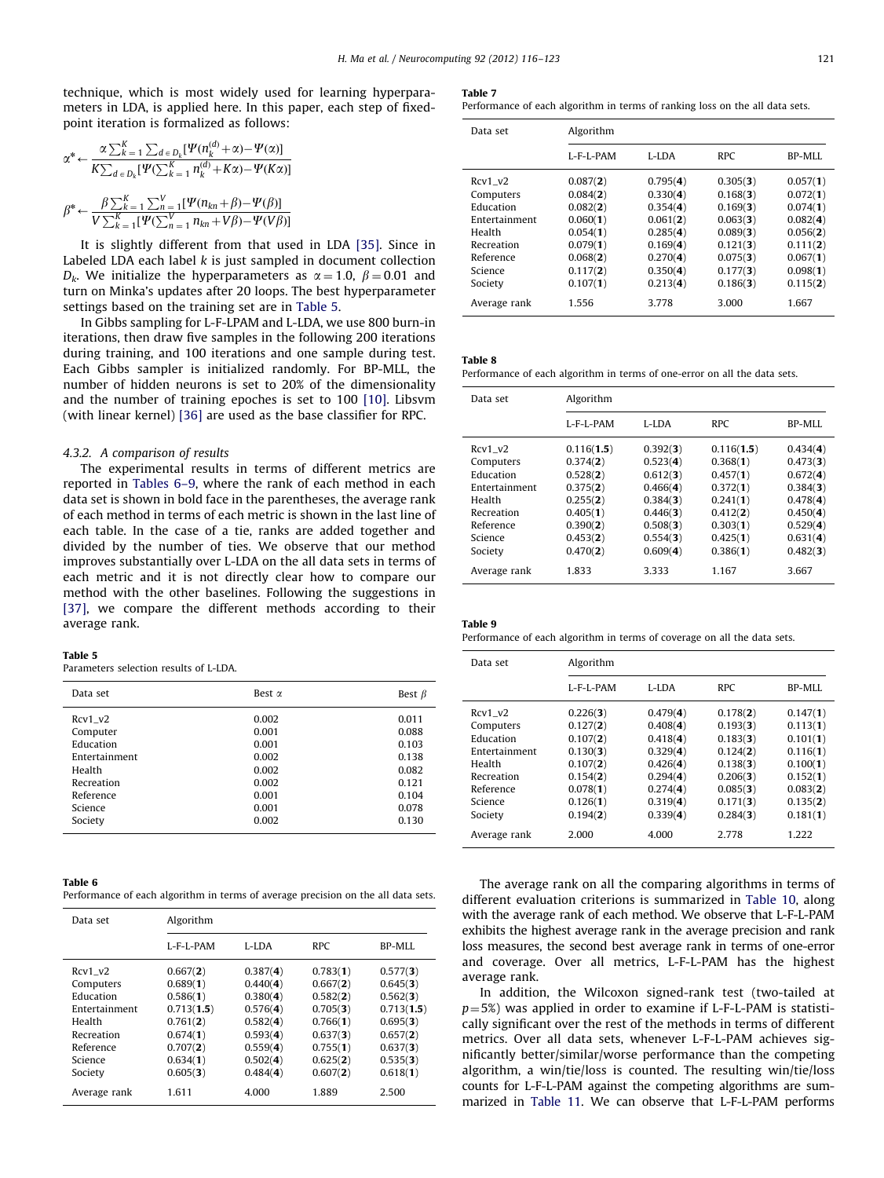technique, which is most widely used for learning hyperparameters in LDA, is applied here. In this paper, each step of fixed-point iteration is formalized as follows:

$$\alpha^* \leftarrow \frac{\alpha \sum_{k=1}^{K} \sum_{d \in D_k} [\Psi(n_k^{(d)}+\alpha) - \Psi(\alpha)]}{K \sum_{d \in D_k} [\Psi(\sum_{k=1}^{K} n_k^{(d)} + K\alpha) - \Psi(K\alpha)]}$$

$$\beta^* \leftarrow \frac{\beta \sum_{k=1}^{K} \sum_{n=1}^{V} [\Psi(n_{kn}+\beta) - \Psi(\beta)]}{V \sum_{k=1}^{K} [\Psi(\sum_{n=1}^{V} n_{kn} + V\beta) - \Psi(V\beta)]}$$

It is slightly different from that used in LDA [35]. Since in Labeled LDA each label $k$ is just sampled in document collection $D_k$. We initialize the hyperparameters as $\alpha = 1.0$, $\beta = 0.01$ and turn on Minka's updates after 20 loops. The best hyperparameter settings based on the training set are in Table 5.

In Gibbs sampling for L-F-LPAM and L-LDA, we use 800 burn-in iterations, then draw five samples in the following 200 iterations during training, and 100 iterations and one sample during test. Each Gibbs sampler is initialized randomly. For BP-MLL, the number of hidden neurons is set to 20% of the dimensionality and the number of training epoches is set to 100 [10]. Libsvm (with linear kernel) [36] are used as the base classifier for RPC.

#### 4.3.2. A comparison of results

The experimental results in terms of different metrics are reported in Tables 6–9, where the rank of each method in each data set is shown in bold face in the parentheses, the average rank of each method in terms of each metric is shown in the last line of each table. In the case of a tie, ranks are added together and divided by the number of ties. We observe that our method improves substantially over L-LDA on the all data sets in terms of each metric and it is not directly clear how to compare our method with the other baselines. Following the suggestions in [37], we compare the different methods according to their average rank.

**Table 5**
Parameters selection results of L-LDA.

| Data set | Best $\alpha$ | Best $\beta$ |
|---|---|---|
| Rcv1_v2 | 0.002 | 0.011 |
| Computer | 0.001 | 0.088 |
| Education | 0.001 | 0.103 |
| Entertainment | 0.002 | 0.138 |
| Health | 0.002 | 0.082 |
| Recreation | 0.002 | 0.121 |
| Reference | 0.001 | 0.104 |
| Science | 0.001 | 0.078 |
| Society | 0.002 | 0.130 |

**Table 6**
Performance of each algorithm in terms of average precision on the all data sets.

| Data set | Algorithm | | | |
|---|---|---|---|---|
| | L-F-L-PAM | L-LDA | RPC | BP-MLL |
| Rcv1_v2 | 0.667(**2**) | 0.387(**4**) | 0.783(**1**) | 0.577(**3**) |
| Computers | 0.689(**1**) | 0.440(**4**) | 0.667(**2**) | 0.645(**3**) |
| Education | 0.586(**1**) | 0.380(**4**) | 0.582(**2**) | 0.562(**3**) |
| Entertainment | 0.713(**1.5**) | 0.576(**4**) | 0.705(**3**) | 0.713(**1.5**) |
| Health | 0.761(**2**) | 0.582(**4**) | 0.766(**1**) | 0.695(**3**) |
| Recreation | 0.674(**1**) | 0.593(**4**) | 0.637(**3**) | 0.657(**2**) |
| Reference | 0.707(**2**) | 0.559(**4**) | 0.755(**1**) | 0.637(**3**) |
| Science | 0.634(**1**) | 0.502(**4**) | 0.625(**2**) | 0.535(**3**) |
| Society | 0.605(**3**) | 0.484(**4**) | 0.607(**2**) | 0.618(**1**) |
| Average rank | 1.611 | 4.000 | 1.889 | 2.500 |

**Table 7**
Performance of each algorithm in terms of ranking loss on the all data sets.

| Data set | Algorithm | | | |
|---|---|---|---|---|
| | L-F-L-PAM | L-LDA | RPC | BP-MLL |
| Rcv1_v2 | 0.087(**2**) | 0.795(**4**) | 0.305(**3**) | 0.057(**1**) |
| Computers | 0.084(**2**) | 0.330(**4**) | 0.168(**3**) | 0.072(**1**) |
| Education | 0.082(**2**) | 0.354(**4**) | 0.169(**3**) | 0.074(**1**) |
| Entertainment | 0.060(**1**) | 0.061(**2**) | 0.063(**3**) | 0.082(**4**) |
| Health | 0.054(**1**) | 0.285(**4**) | 0.089(**3**) | 0.056(**2**) |
| Recreation | 0.079(**1**) | 0.169(**4**) | 0.121(**3**) | 0.111(**2**) |
| Reference | 0.068(**2**) | 0.270(**4**) | 0.075(**3**) | 0.067(**1**) |
| Science | 0.117(**2**) | 0.350(**4**) | 0.177(**3**) | 0.098(**1**) |
| Society | 0.107(**1**) | 0.213(**4**) | 0.186(**3**) | 0.115(**2**) |
| Average rank | 1.556 | 3.778 | 3.000 | 1.667 |

**Table 8**
Performance of each algorithm in terms of one-error on all the data sets.

| Data set | Algorithm | | | |
|---|---|---|---|---|
| | L-F-L-PAM | L-LDA | RPC | BP-MLL |
| Rcv1_v2 | 0.116(**1.5**) | 0.392(**3**) | 0.116(**1.5**) | 0.434(**4**) |
| Computers | 0.374(**2**) | 0.523(**4**) | 0.368(**1**) | 0.473(**3**) |
| Education | 0.528(**2**) | 0.612(**3**) | 0.457(**1**) | 0.672(**4**) |
| Entertainment | 0.375(**2**) | 0.466(**4**) | 0.372(**1**) | 0.384(**3**) |
| Health | 0.255(**2**) | 0.384(**3**) | 0.241(**1**) | 0.478(**4**) |
| Recreation | 0.405(**1**) | 0.446(**3**) | 0.412(**2**) | 0.450(**4**) |
| Reference | 0.390(**2**) | 0.508(**3**) | 0.303(**1**) | 0.529(**4**) |
| Science | 0.453(**2**) | 0.554(**3**) | 0.425(**1**) | 0.631(**4**) |
| Society | 0.470(**2**) | 0.609(**4**) | 0.386(**1**) | 0.482(**3**) |
| Average rank | 1.833 | 3.333 | 1.167 | 3.667 |

**Table 9**
Performance of each algorithm in terms of coverage on all the data sets.

| Data set | Algorithm | | | |
|---|---|---|---|---|
| | L-F-L-PAM | L-LDA | RPC | BP-MLL |
| Rcv1_v2 | 0.226(**3**) | 0.479(**4**) | 0.178(**2**) | 0.147(**1**) |
| Computers | 0.127(**2**) | 0.408(**4**) | 0.193(**3**) | 0.113(**1**) |
| Education | 0.107(**2**) | 0.418(**4**) | 0.183(**3**) | 0.101(**1**) |
| Entertainment | 0.130(**3**) | 0.329(**4**) | 0.124(**2**) | 0.116(**1**) |
| Health | 0.107(**2**) | 0.426(**4**) | 0.138(**3**) | 0.100(**1**) |
| Recreation | 0.154(**2**) | 0.294(**4**) | 0.206(**3**) | 0.152(**1**) |
| Reference | 0.078(**1**) | 0.274(**4**) | 0.085(**3**) | 0.083(**2**) |
| Science | 0.126(**1**) | 0.319(**4**) | 0.171(**3**) | 0.135(**2**) |
| Society | 0.194(**2**) | 0.339(**4**) | 0.284(**3**) | 0.181(**1**) |
| Average rank | 2.000 | 4.000 | 2.778 | 1.222 |

The average rank on all the comparing algorithms in terms of different evaluation criterions is summarized in Table 10, along with the average rank of each method. We observe that L-F-L-PAM exhibits the highest average rank in the average precision and rank loss measures, the second best average rank in terms of one-error and coverage. Over all metrics, L-F-L-PAM has the highest average rank.

In addition, the Wilcoxon signed-rank test (two-tailed at $p = 5\%$) was applied in order to examine if L-F-L-PAM is statistically significant over the rest of the methods in terms of different metrics. Over all data sets, whenever L-F-L-PAM achieves significantly better/similar/worse performance than the competing algorithm, a win/tie/loss is counted. The resulting win/tie/loss counts for L-F-L-PAM against the competing algorithms are summarized in Table 11. We can observe that L-F-L-PAM performs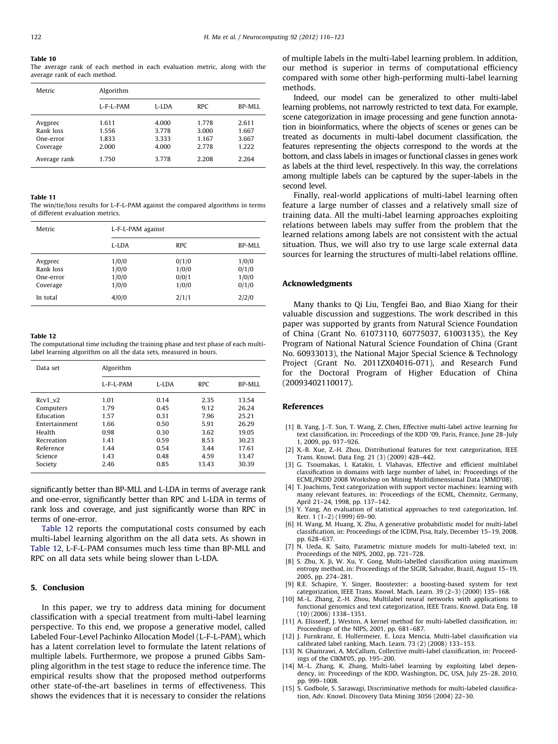**Table 10**
The average rank of each method in each evaluation metric, along with the average rank of each method.

| Metric | Algorithm | | | |
|---|---|---|---|---|
| | L-F-L-PAM | L-LDA | RPC | BP-MLL |
| Avgprec | 1.611 | 4.000 | 1.778 | 2.611 |
| Rank loss | 1.556 | 3.778 | 3.000 | 1.667 |
| One-error | 1.833 | 3.333 | 1.167 | 3.667 |
| Coverage | 2.000 | 4.000 | 2.778 | 1.222 |
| Average rank | 1.750 | 3.778 | 2.208 | 2.264 |

**Table 11**
The win/tie/loss results for L-F-L-PAM against the compared algorithms in terms of different evaluation metrics.

| Metric | L-F-L-PAM against | | |
|---|---|---|---|
| | L-LDA | RPC | BP-MLL |
| Avgprec | 1/0/0 | 0/1/0 | 1/0/0 |
| Rank loss | 1/0/0 | 1/0/0 | 0/1/0 |
| One-error | 1/0/0 | 0/0/1 | 1/0/0 |
| Coverage | 1/0/0 | 1/0/0 | 0/1/0 |
| In total | 4/0/0 | 2/1/1 | 2/2/0 |

**Table 12**
The computational time including the training phase and test phase of each multi-label learning algorithm on all the data sets, measured in hours.

| Data set | Algorithm | | | |
|---|---|---|---|---|
| | L-F-L-PAM | L-LDA | RPC | BP-MLL |
| Rcv1_v2 | 1.01 | 0.14 | 2.35 | 13.54 |
| Computers | 1.79 | 0.45 | 9.12 | 26.24 |
| Education | 1.57 | 0.31 | 7.96 | 25.21 |
| Entertainment | 1.66 | 0.50 | 5.91 | 26.29 |
| Health | 0.98 | 0.30 | 3.62 | 19.05 |
| Recreation | 1.41 | 0.59 | 8.53 | 30.23 |
| Reference | 1.44 | 0.54 | 3.44 | 17.61 |
| Science | 1.43 | 0.48 | 4.59 | 13.47 |
| Society | 2.46 | 0.85 | 13.43 | 30.39 |

significantly better than BP-MLL and L-LDA in terms of average rank and one-error, significantly better than RPC and L-LDA in terms of rank loss and coverage, and just significantly worse than RPC in terms of one-error.

Table 12 reports the computational costs consumed by each multi-label learning algorithm on the all data sets. As shown in Table 12, L-F-L-PAM consumes much less time than BP-MLL and RPC on all data sets while being slower than L-LDA.

## 5. Conclusion

In this paper, we try to address data mining for document classification with a special treatment from multi-label learning perspective. To this end, we propose a generative model, called Labeled Four-Level Pachinko Allocation Model (L-F-L-PAM), which has a latent correlation level to formulate the latent relations of multiple labels. Furthermore, we propose a pruned Gibbs Sampling algorithm in the test stage to reduce the inference time. The empirical results show that the proposed method outperforms other state-of-the-art baselines in terms of effectiveness. This shows the evidences that it is necessary to consider the relations of multiple labels in the multi-label learning problem. In addition, our method is superior in terms of computational efficiency compared with some other high-performing multi-label learning methods.

Indeed, our model can be generalized to other multi-label learning problems, not narrowly restricted to text data. For example, scene categorization in image processing and gene function annotation in bioinformatics, where the objects of scenes or genes can be treated as documents in multi-label document classification, the features representing the objects correspond to the words at the bottom, and class labels in images or functional classes in genes work as labels at the third level, respectively. In this way, the correlations among multiple labels can be captured by the super-labels in the second level.

Finally, real-world applications of multi-label learning often feature a large number of classes and a relatively small size of training data. All the multi-label learning approaches exploiting relations between labels may suffer from the problem that the learned relations among labels are not consistent with the actual situation. Thus, we will also try to use large scale external data sources for learning the structures of multi-label relations offline.

## Acknowledgments

Many thanks to Qi Liu, Tengfei Bao, and Biao Xiang for their valuable discussion and suggestions. The work described in this paper was supported by grants from Natural Science Foundation of China (Grant No. 61073110, 60775037, 61003135), the Key Program of National Natural Science Foundation of China (Grant No. 60933013), the National Major Special Science & Technology Project (Grant No. 2011ZX04016-071), and Research Fund for the Doctoral Program of Higher Education of China (20093402110017).

## References

[1] B. Yang, J.-T. Sun, T. Wang, Z. Chen, Effective multi-label active learning for text classification, in: Proceedings of the KDD '09, Paris, France, June 28–July 1, 2009, pp. 917–926.

[2] X.-B. Xue, Z.-H. Zhou, Distributional features for text categorization, IEEE Trans. Knowl. Data Eng. 21 (3) (2009) 428–442.

[3] G. Tsoumakas, I. Katakis, I. Vlahavas, Effective and efficient multilabel classification in domains with large number of label, in: Proceedings of the ECML/PKDD 2008 Workshop on Mining Multidimensional Data (MMD'08).

[4] T. Joachims, Text categorization with support vector machines: learning with many relevant features, in: Proceedings of the ECML, Chemnitz, Germany, April 21–24, 1998, pp. 137–142.

[5] Y. Yang, An evaluation of statistical approaches to text categorization, Inf. Retr. 1 (1–2) (1999) 69–90.

[6] H. Wang, M. Huang, X. Zhu, A generative probabilistic model for multi-label classification, in: Proceedings of the ICDM, Pisa, Italy, December 15–19, 2008, pp. 628–637.

[7] N. Ueda, K. Saito, Parametric mixture models for multi-labeled text, in: Proceedings of the NIPS, 2002, pp. 721–728.

[8] S. Zhu, X. Ji, W. Xu, Y. Gong, Multi-labelled classification using maximum entropy method, in: Proceedings of the SIGIR, Salvador, Brazil, August 15–19, 2005, pp. 274–281.

[9] R.E. Schapire, Y. Singer, Boostexter: a boosting-based system for text categorization, IEEE Trans. Knowl. Mach. Learn. 39 (2–3) (2000) 135–168.

[10] M.-L. Zhang, Z.-H. Zhou, Multilabel neural networks with applications to functional genomics and text categorization, IEEE Trans. Knowl. Data Eng. 18 (10) (2006) 1338–1351.

[11] A. Elisseeff, J. Weston, A kernel method for multi-labelled classification, in: Proceedings of the NIPS, 2001, pp. 681–687.

[12] J. Furnkranz, E. Hullermeier, E. Loza Mencia, Multi-label classification via calibrated label ranking, Mach. Learn. 73 (2) (2008) 133–153.

[13] N. Ghamrawi, A. McCallum, Collective multi-label classification, in: Proceedings of the CIKM'05, pp. 195–200.

[14] M.-L. Zhang, K. Zhang, Multi-label learning by exploiting label dependency, in: Proceedings of the KDD, Washington, DC, USA, July 25–28, 2010, pp. 999–1008.

[15] S. Godbole, S. Sarawagi, Discriminative methods for multi-labeled classification, Adv. Knowl. Discovery Data Mining 3056 (2004) 22–30.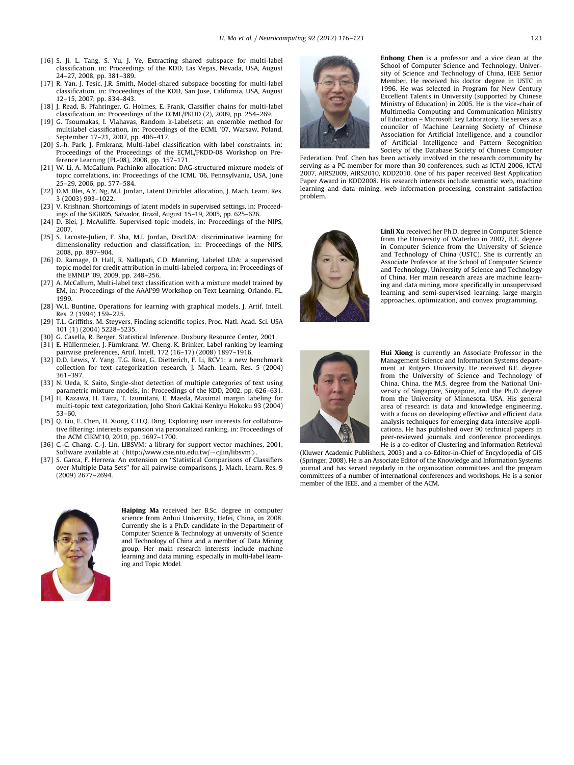[16] S. Ji, L. Tang, S. Yu, J. Ye, Extracting shared subspace for multi-label classification, in: Proceedings of the KDD, Las Vegas, Nevada, USA, August 24–27, 2008, pp. 381–389.

[17] R. Yan, J. Tesic, J.R. Smith, Model-shared subspace boosting for multi-label classification, in: Proceedings of the KDD, San Jose, California, USA, August 12–15, 2007, pp. 834–843.

[18] J. Read, B. Pfahringer, G. Holmes, E. Frank, Classifier chains for multi-label classification, in: Proceedings of the ECML/PKDD (2), 2009, pp. 254–269.

[19] G. Tsoumakas, I. Vlahavas, Random k-Labelsets: an ensemble method for multilabel classification, in: Proceedings of the ECML '07, Warsaw, Poland, September 17–21, 2007, pp. 406–417.

[20] S.-h. Park, J. Frnkranz, Multi-label classification with label constraints, in: Proceedings of the Proceedings of the ECML/PKDD-08 Workshop on Preference Learning (PL-08), 2008, pp. 157–171.

[21] W. Li, A. McCallum. Pachinko allocation: DAG-structured mixture models of topic correlations, in: Proceedings of the ICML '06, Pennsylvania, USA, June 25–29, 2006, pp. 577–584.

[22] D.M. Blei, A.Y. Ng, M.I. Jordan, Latent Dirichlet allocation, J. Mach. Learn. Res. 3 (2003) 993–1022.

[23] V. Krishnan, Shortcomings of latent models in supervised settings, in: Proceedings of the SIGIR05, Salvador, Brazil, August 15–19, 2005, pp. 625–626.

[24] D. Blei, J. McAuliffe, Supervised topic models, in: Proceedings of the NIPS, 2007.

[25] S. Lacoste-Julien, F. Sha, M.I. Jordan, DiscLDA: discriminative learning for dimensionality reduction and classification, in: Proceedings of the NIPS, 2008, pp. 897–904.

[26] D. Ramage, D. Hall, R. Nallapati, C.D. Manning, Labeled LDA: a supervised topic model for credit attribution in multi-labeled corpora, in: Proceedings of the EMNLP '09, 2009, pp. 248–256.

[27] A. McCallum, Multi-label text classification with a mixture model trained by EM, in: Proceedings of the AAAI'99 Workshop on Text Learning, Orlando, FL, 1999.

[28] W.L. Buntine, Operations for learning with graphical models, J. Artif. Intell. Res. 2 (1994) 159–225.

[29] T.L. Griffiths, M. Steyvers, Finding scientific topics, Proc. Natl. Acad. Sci. USA 101 (1) (2004) 5228–5235.

[30] G. Casella, R. Berger. Statistical Inference. Duxbury Resource Center, 2001.

[31] E. Hüllermeier, J. Fürnkranz, W. Cheng, K. Brinker, Label ranking by learning pairwise preferences, Artif. Intell. 172 (16–17) (2008) 1897–1916.

[32] D.D. Lewis, Y. Yang, T.G. Rose, G. Dietterich, F. Li, RCV1: a new benchmark collection for text categorization research, J. Mach. Learn. Res. 5 (2004) 361–397.

[33] N. Ueda, K. Saito, Single-shot detection of multiple categories of text using parametric mixture models, in: Proceedings of the KDD, 2002, pp. 626–631.

[34] H. Kazawa, H. Taira, T. Izumitani, E. Maeda, Maximal margin labeling for multi-topic text categorization, Joho Shori Gakkai Kenkyu Hokoku 93 (2004) 53–60.

[35] Q. Liu, E. Chen, H. Xiong, C.H.Q. Ding, Exploiting user interests for collaborative filtering: interests expansion via personalized ranking, in: Proceedings of the ACM CIKM'10, 2010, pp. 1697–1700.

[36] C.-C. Chang, C.-J. Lin, LIBSVM: a library for support vector machines, 2001, Software available at ⟨http://www.csie.ntu.edu.tw/~cjlin/libsvm⟩.

[37] S. Garca, F. Herrera, An extension on "Statistical Comparisons of Classifiers over Multiple Data Sets" for all pairwise comparisons, J. Mach. Learn. Res. 9 (2009) 2677–2694.

**Haiping Ma** received her B.Sc. degree in computer science from Anhui University, Hefei, China, in 2008. Currently she is a Ph.D. candidate in the Department of Computer Science & Technology at university of Science and Technology of China and a member of Data Mining group. Her main research interests include machine learning and data mining, especially in multi-label learning and Topic Model.

**Enhong Chen** is a professor and a vice dean at the School of Computer Science and Technology, University of Science and Technology of China, IEEE Senior Member. He received his doctor degree in USTC in 1996. He was selected in Program for New Century Excellent Talents in University (supported by Chinese Ministry of Education) in 2005. He is the vice-chair of Multimedia Computing and Communication Ministry of Education – Microsoft key Laboratory. He serves as a councilor of Machine Learning Society of Chinese Association for Artificial Intelligence, and a councilor of Artificial Intelligence and Pattern Recognition Society of the Database Society of Chinese Computer Federation. Prof. Chen has been actively involved in the research community by serving as a PC member for more than 30 conferences, such as ICTAI 2006, ICTAI 2007, AIRS2009, AIRS2010, KDD2010. One of his paper received Best Application Paper Award in KDD2008. His research interests include semantic web, machine learning and data mining, web information processing, constraint satisfaction problem.

**Linli Xu** received her Ph.D. degree in Computer Science from the University of Waterloo in 2007, B.E. degree in Computer Science from the University of Science and Technology of China (USTC). She is currently an Associate Professor at the School of Computer Science and Technology, University of Science and Technology of China. Her main research areas are machine learning and data mining, more specifically in unsupervised learning and semi-supervised learning, large margin approaches, optimization, and convex programming.

**Hui Xiong** is currently an Associate Professor in the Management Science and Information Systems department at Rutgers University. He received B.E. degree from the University of Science and Technology of China, China, the M.S. degree from the National University of Singapore, Singapore, and the Ph.D. degree from the University of Minnesota, USA. His general area of research is data and knowledge engineering, with a focus on developing effective and efficient data analysis techniques for emerging data intensive applications. He has published over 90 technical papers in peer-reviewed journals and conference proceedings. He is a co-editor of Clustering and Information Retrieval (Kluwer Academic Publishers, 2003) and a co-Editor-in-Chief of Encyclopedia of GIS (Springer, 2008). He is an Associate Editor of the Knowledge and Information Systems journal and has served regularly in the organization committees and the program committees of a number of international conferences and workshops. He is a senior member of the IEEE, and a member of the ACM.